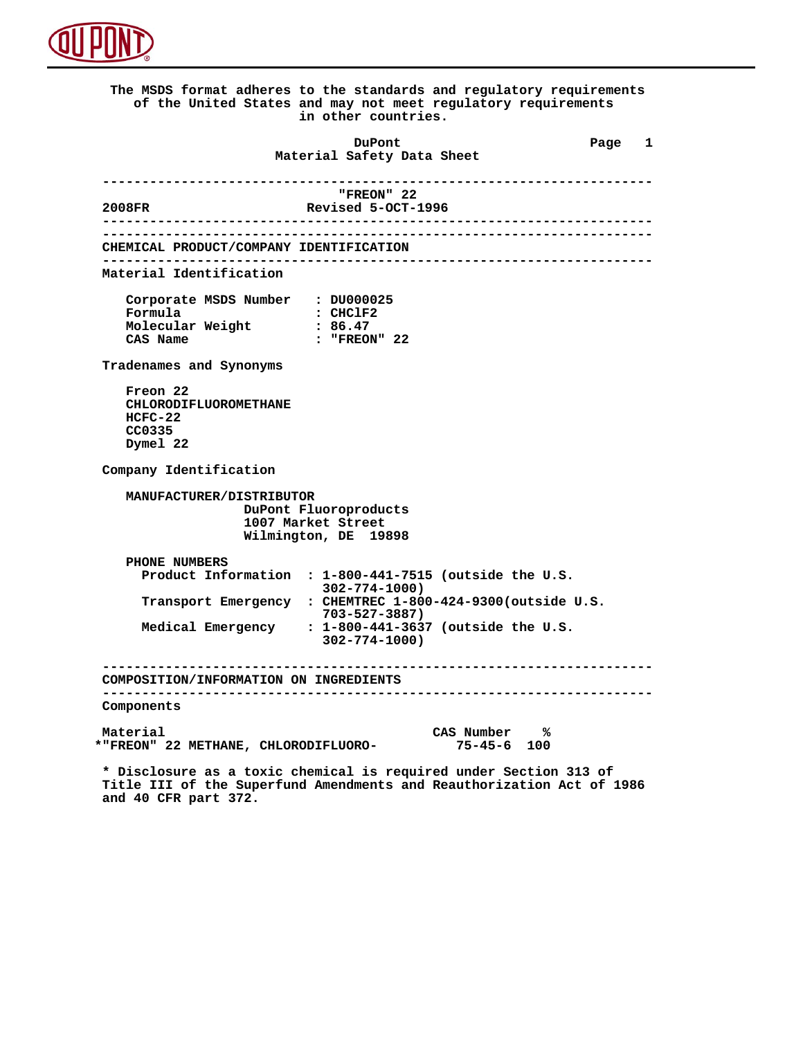The MSDS format adheres to the standards and regulatory requirements of the United States and may not meet regulatory requirements in other countries.

# DuPont
# Material Safety Data Sheet

## "FREON" 22

2008FR Revised 5-OCT-1996

## CHEMICAL PRODUCT/COMPANY IDENTIFICATION

### Material Identification

| | |
|---|---|
| Corporate MSDS Number | : DU000025 |
| Formula | : CHClF2 |
| Molecular Weight | : 86.47 |
| CAS Name | : "FREON" 22 |

### Tradenames and Synonyms

Freon 22
CHLORODIFLUOROMETHANE
HCFC-22
CC0335
Dymel 22

### Company Identification

MANUFACTURER/DISTRIBUTOR
DuPont Fluoroproducts
1007 Market Street
Wilmington, DE 19898

PHONE NUMBERS

| | |
|---|---|
| Product Information | : 1-800-441-7515 (outside the U.S. 302-774-1000) |
| Transport Emergency | : CHEMTREC 1-800-424-9300(outside U.S. 703-527-3887) |
| Medical Emergency | : 1-800-441-3637 (outside the U.S. 302-774-1000) |

## COMPOSITION/INFORMATION ON INGREDIENTS

### Components

| Material | CAS Number | % |
|---|---|---|
| *"FREON" 22 METHANE, CHLORODIFLUORO- | 75-45-6 | 100 |

* Disclosure as a toxic chemical is required under Section 313 of Title III of the Superfund Amendments and Reauthorization Act of 1986 and 40 CFR part 372.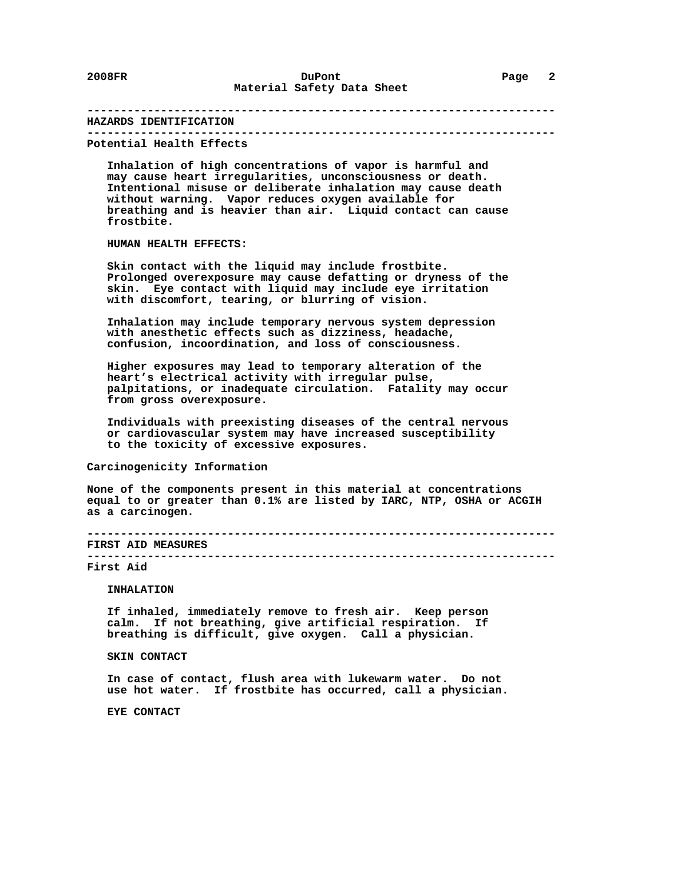## HAZARDS IDENTIFICATION

### Potential Health Effects

Inhalation of high concentrations of vapor is harmful and may cause heart irregularities, unconsciousness or death. Intentional misuse or deliberate inhalation may cause death without warning. Vapor reduces oxygen available for breathing and is heavier than air. Liquid contact can cause frostbite.

**HUMAN HEALTH EFFECTS:**

Skin contact with the liquid may include frostbite. Prolonged overexposure may cause defatting or dryness of the skin. Eye contact with liquid may include eye irritation with discomfort, tearing, or blurring of vision.

Inhalation may include temporary nervous system depression with anesthetic effects such as dizziness, headache, confusion, incoordination, and loss of consciousness.

Higher exposures may lead to temporary alteration of the heart's electrical activity with irregular pulse, palpitations, or inadequate circulation. Fatality may occur from gross overexposure.

Individuals with preexisting diseases of the central nervous or cardiovascular system may have increased susceptibility to the toxicity of excessive exposures.

### Carcinogenicity Information

None of the components present in this material at concentrations equal to or greater than 0.1% are listed by IARC, NTP, OSHA or ACGIH as a carcinogen.

## FIRST AID MEASURES

### First Aid

**INHALATION**

If inhaled, immediately remove to fresh air. Keep person calm. If not breathing, give artificial respiration. If breathing is difficult, give oxygen. Call a physician.

**SKIN CONTACT**

In case of contact, flush area with lukewarm water. Do not use hot water. If frostbite has occurred, call a physician.

**EYE CONTACT**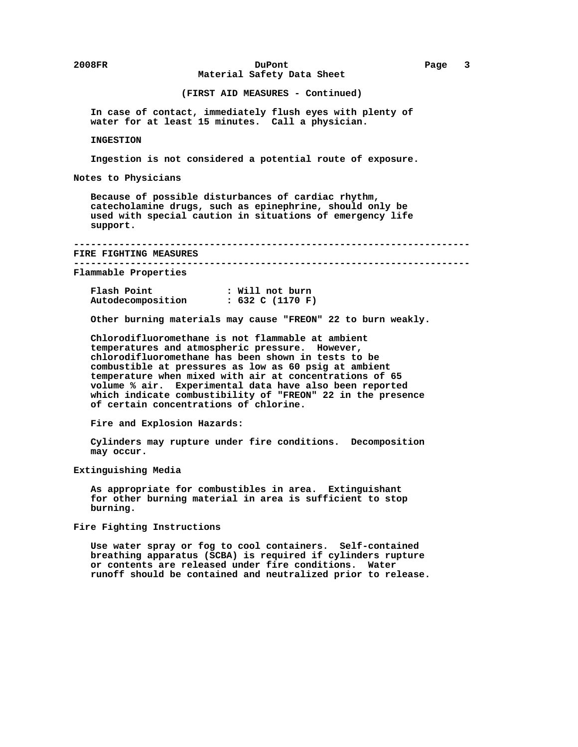### (FIRST AID MEASURES - Continued)

In case of contact, immediately flush eyes with plenty of water for at least 15 minutes. Call a physician.

**INGESTION**

Ingestion is not considered a potential route of exposure.

**Notes to Physicians**

Because of possible disturbances of cardiac rhythm, catecholamine drugs, such as epinephrine, should only be used with special caution in situations of emergency life support.

---

## FIRE FIGHTING MEASURES

---

**Flammable Properties**

| | |
|---|---|
| Flash Point | : Will not burn |
| Autodecomposition | : 632 C (1170 F) |

Other burning materials may cause "FREON" 22 to burn weakly.

Chlorodifluoromethane is not flammable at ambient temperatures and atmospheric pressure. However, chlorodifluoromethane has been shown in tests to be combustible at pressures as low as 60 psig at ambient temperature when mixed with air at concentrations of 65 volume % air. Experimental data have also been reported which indicate combustibility of "FREON" 22 in the presence of certain concentrations of chlorine.

Fire and Explosion Hazards:

Cylinders may rupture under fire conditions. Decomposition may occur.

**Extinguishing Media**

As appropriate for combustibles in area. Extinguishant for other burning material in area is sufficient to stop burning.

**Fire Fighting Instructions**

Use water spray or fog to cool containers. Self-contained breathing apparatus (SCBA) is required if cylinders rupture or contents are released under fire conditions. Water runoff should be contained and neutralized prior to release.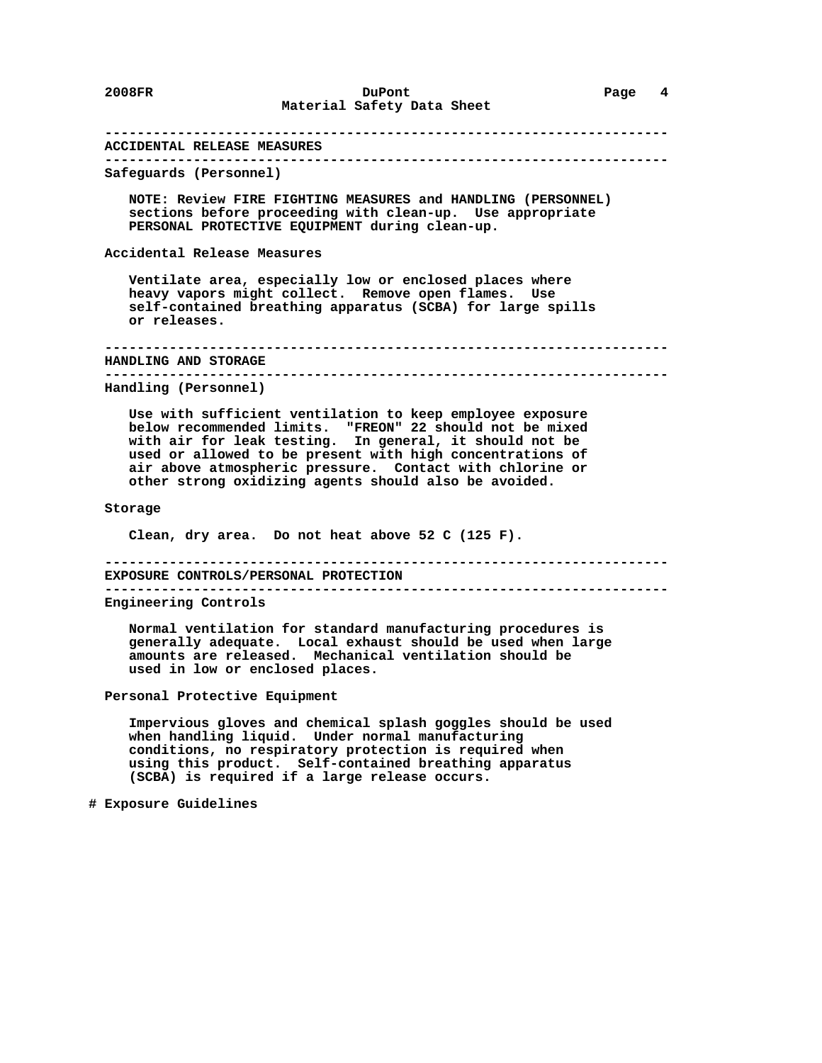## ACCIDENTAL RELEASE MEASURES

### Safeguards (Personnel)

NOTE: Review FIRE FIGHTING MEASURES and HANDLING (PERSONNEL) sections before proceeding with clean-up. Use appropriate PERSONAL PROTECTIVE EQUIPMENT during clean-up.

### Accidental Release Measures

Ventilate area, especially low or enclosed places where heavy vapors might collect. Remove open flames. Use self-contained breathing apparatus (SCBA) for large spills or releases.

## HANDLING AND STORAGE

### Handling (Personnel)

Use with sufficient ventilation to keep employee exposure below recommended limits. "FREON" 22 should not be mixed with air for leak testing. In general, it should not be used or allowed to be present with high concentrations of air above atmospheric pressure. Contact with chlorine or other strong oxidizing agents should also be avoided.

### Storage

Clean, dry area. Do not heat above 52 C (125 F).

## EXPOSURE CONTROLS/PERSONAL PROTECTION

### Engineering Controls

Normal ventilation for standard manufacturing procedures is generally adequate. Local exhaust should be used when large amounts are released. Mechanical ventilation should be used in low or enclosed places.

### Personal Protective Equipment

Impervious gloves and chemical splash goggles should be used when handling liquid. Under normal manufacturing conditions, no respiratory protection is required when using this product. Self-contained breathing apparatus (SCBA) is required if a large release occurs.

# Exposure Guidelines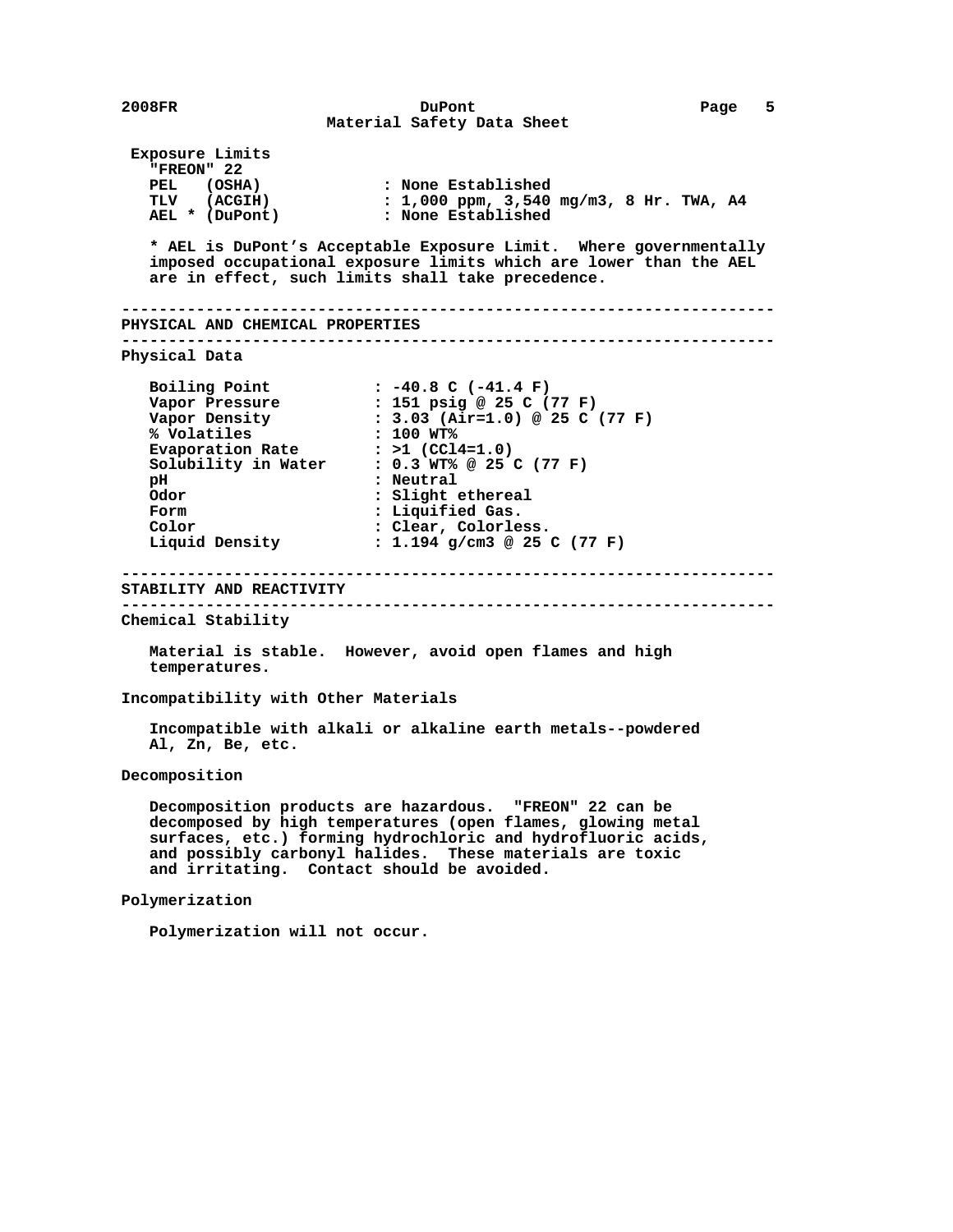### Exposure Limits

**"FREON" 22**

| | |
|---|---|
| PEL (OSHA) | : None Established |
| TLV (ACGIH) | : 1,000 ppm, 3,540 mg/m3, 8 Hr. TWA, A4 |
| AEL * (DuPont) | : None Established |

* AEL is DuPont's Acceptable Exposure Limit. Where governmentally imposed occupational exposure limits which are lower than the AEL are in effect, such limits shall take precedence.

---

## PHYSICAL AND CHEMICAL PROPERTIES

---

### Physical Data

| | |
|---|---|
| Boiling Point | : -40.8 C (-41.4 F) |
| Vapor Pressure | : 151 psig @ 25 C (77 F) |
| Vapor Density | : 3.03 (Air=1.0) @ 25 C (77 F) |
| % Volatiles | : 100 WT% |
| Evaporation Rate | : >1 ($CCl_4$=1.0) |
| Solubility in Water | : 0.3 WT% @ 25 C (77 F) |
| pH | : Neutral |
| Odor | : Slight ethereal |
| Form | : Liquified Gas. |
| Color | : Clear, Colorless. |
| Liquid Density | : 1.194 g/cm3 @ 25 C (77 F) |

---

## STABILITY AND REACTIVITY

---

### Chemical Stability

Material is stable. However, avoid open flames and high temperatures.

### Incompatibility with Other Materials

Incompatible with alkali or alkaline earth metals--powdered Al, Zn, Be, etc.

### Decomposition

Decomposition products are hazardous. "FREON" 22 can be decomposed by high temperatures (open flames, glowing metal surfaces, etc.) forming hydrochloric and hydrofluoric acids, and possibly carbonyl halides. These materials are toxic and irritating. Contact should be avoided.

### Polymerization

Polymerization will not occur.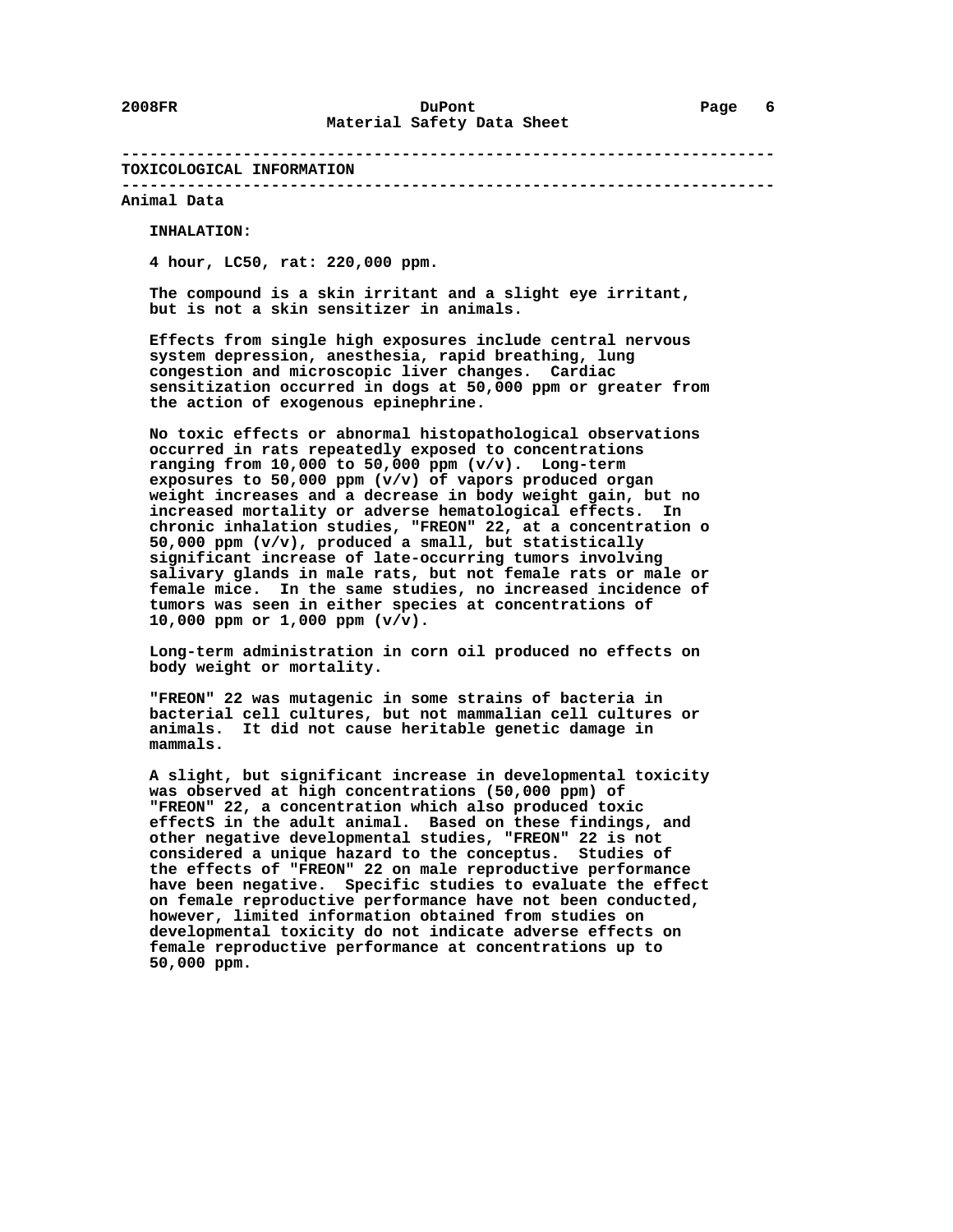## TOXICOLOGICAL INFORMATION

### Animal Data

**INHALATION:**

4 hour, LC50, rat: 220,000 ppm.

The compound is a skin irritant and a slight eye irritant, but is not a skin sensitizer in animals.

Effects from single high exposures include central nervous system depression, anesthesia, rapid breathing, lung congestion and microscopic liver changes. Cardiac sensitization occurred in dogs at 50,000 ppm or greater from the action of exogenous epinephrine.

No toxic effects or abnormal histopathological observations occurred in rats repeatedly exposed to concentrations ranging from 10,000 to 50,000 ppm (v/v). Long-term exposures to 50,000 ppm (v/v) of vapors produced organ weight increases and a decrease in body weight gain, but no increased mortality or adverse hematological effects. In chronic inhalation studies, "FREON" 22, at a concentration o 50,000 ppm (v/v), produced a small, but statistically significant increase of late-occurring tumors involving salivary glands in male rats, but not female rats or male or female mice. In the same studies, no increased incidence of tumors was seen in either species at concentrations of 10,000 ppm or 1,000 ppm (v/v).

Long-term administration in corn oil produced no effects on body weight or mortality.

"FREON" 22 was mutagenic in some strains of bacteria in bacterial cell cultures, but not mammalian cell cultures or animals. It did not cause heritable genetic damage in mammals.

A slight, but significant increase in developmental toxicity was observed at high concentrations (50,000 ppm) of "FREON" 22, a concentration which also produced toxic effectS in the adult animal. Based on these findings, and other negative developmental studies, "FREON" 22 is not considered a unique hazard to the conceptus. Studies of the effects of "FREON" 22 on male reproductive performance have been negative. Specific studies to evaluate the effect on female reproductive performance have not been conducted, however, limited information obtained from studies on developmental toxicity do not indicate adverse effects on female reproductive performance at concentrations up to 50,000 ppm.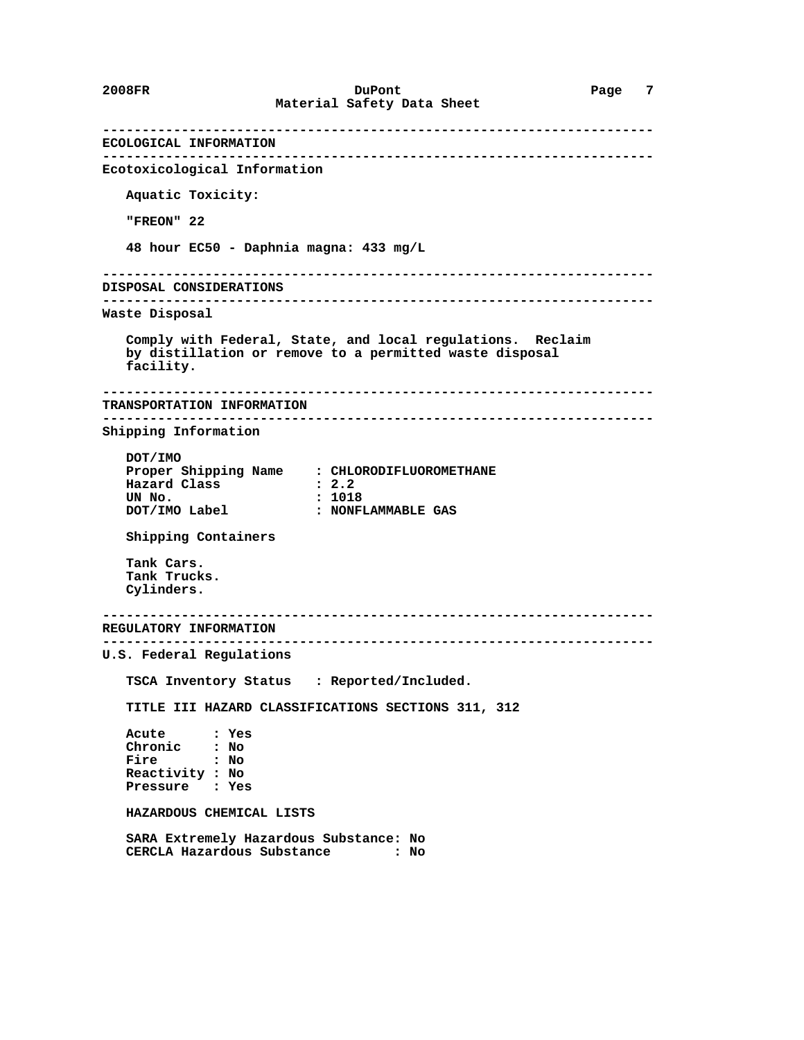## ECOLOGICAL INFORMATION

### Ecotoxicological Information

Aquatic Toxicity:

"FREON" 22

48 hour EC50 - Daphnia magna: 433 mg/L

## DISPOSAL CONSIDERATIONS

### Waste Disposal

Comply with Federal, State, and local regulations. Reclaim by distillation or remove to a permitted waste disposal facility.

## TRANSPORTATION INFORMATION

### Shipping Information

DOT/IMO

| | |
|---|---|
| Proper Shipping Name | : CHLORODIFLUOROMETHANE |
| Hazard Class | : 2.2 |
| UN No. | : 1018 |
| DOT/IMO Label | : NONFLAMMABLE GAS |

Shipping Containers

Tank Cars.
Tank Trucks.
Cylinders.

## REGULATORY INFORMATION

### U.S. Federal Regulations

TSCA Inventory Status : Reported/Included.

TITLE III HAZARD CLASSIFICATIONS SECTIONS 311, 312

| | |
|---|---|
| Acute | : Yes |
| Chronic | : No |
| Fire | : No |
| Reactivity | : No |
| Pressure | : Yes |

HAZARDOUS CHEMICAL LISTS

SARA Extremely Hazardous Substance: No
CERCLA Hazardous Substance : No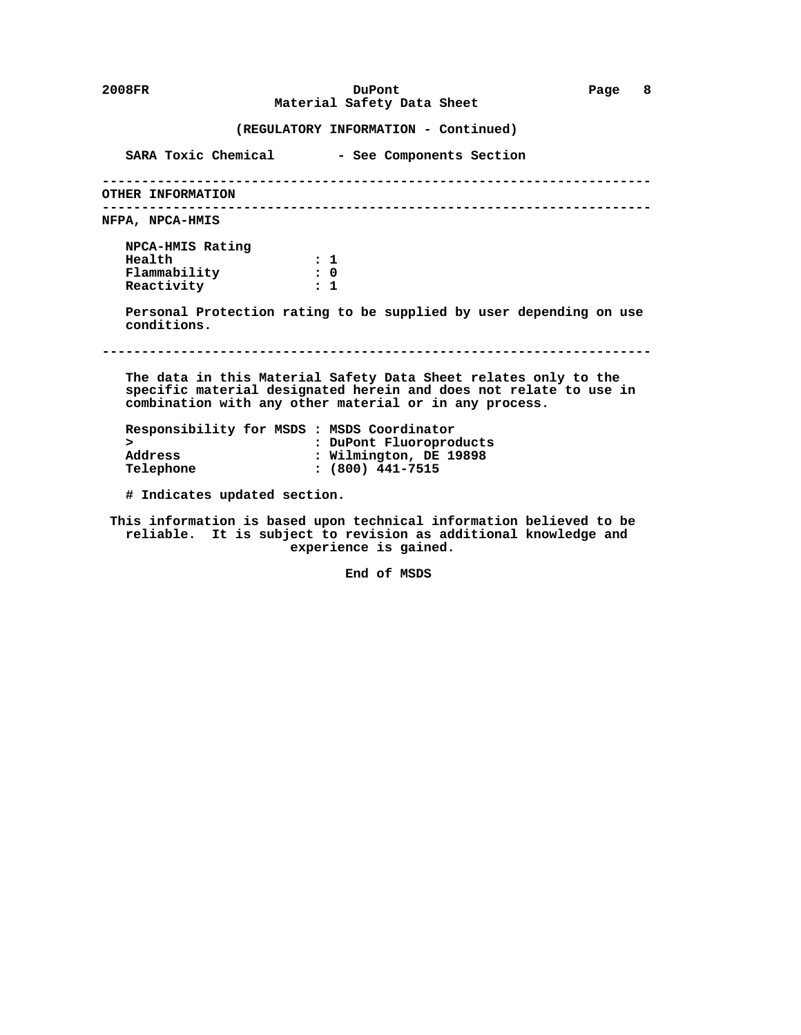(REGULATORY INFORMATION - Continued)

SARA Toxic Chemical - See Components Section

---

## OTHER INFORMATION

---

### NFPA, NPCA-HMIS

NPCA-HMIS Rating

| | |
|---|---|
| Health | : 1 |
| Flammability | : 0 |
| Reactivity | : 1 |

Personal Protection rating to be supplied by user depending on use conditions.

---

The data in this Material Safety Data Sheet relates only to the specific material designated herein and does not relate to use in combination with any other material or in any process.

| | |
|---|---|
| Responsibility for MSDS | : MSDS Coordinator |
| > | : DuPont Fluoroproducts |
| Address | : Wilmington, DE 19898 |
| Telephone | : (800) 441-7515 |

# Indicates updated section.

This information is based upon technical information believed to be reliable. It is subject to revision as additional knowledge and experience is gained.

End of MSDS